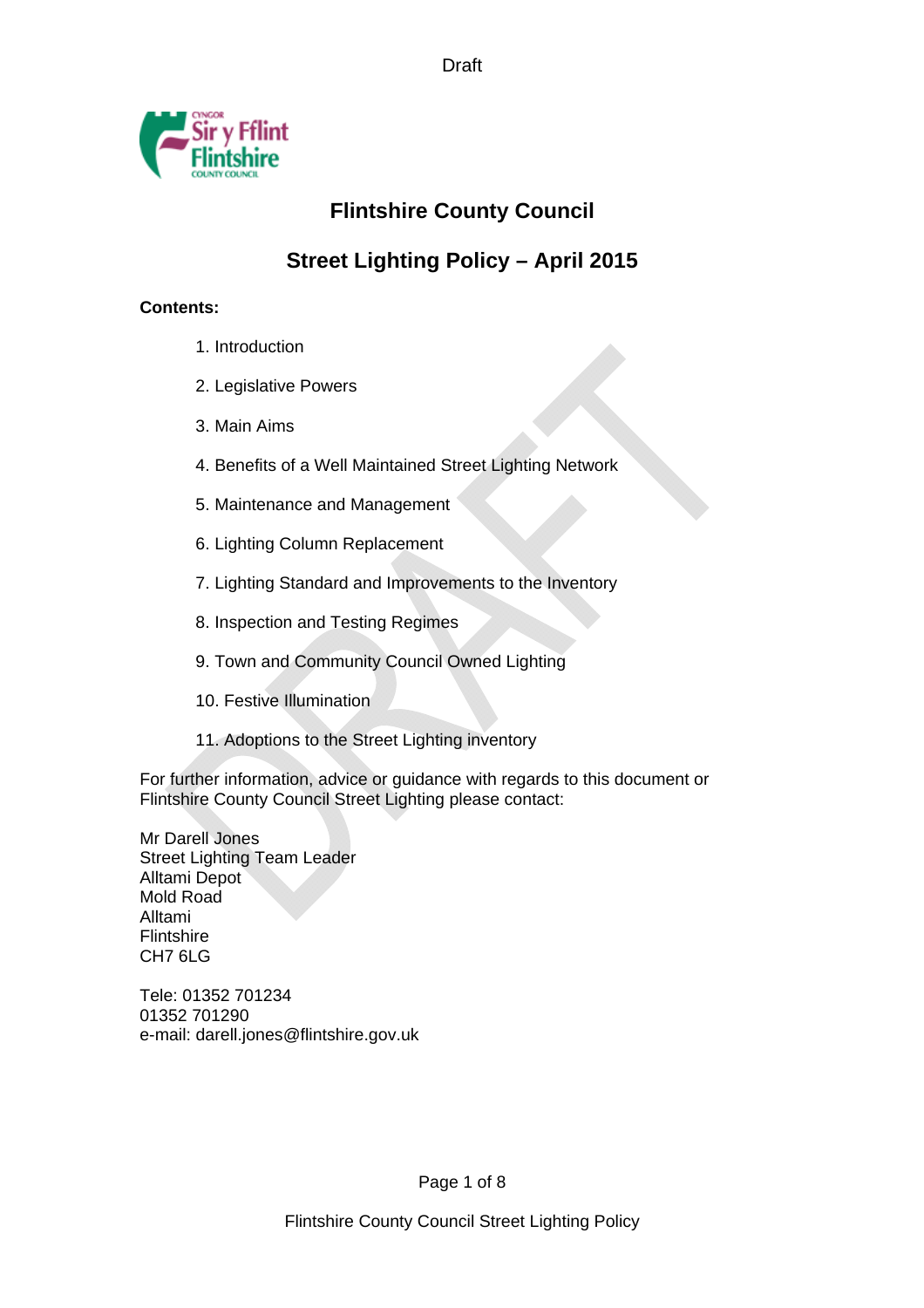# Flintshire County Council

## Street Lighting Policy – April 2015

**Contents:**

1. Introduction
2. Legislative Powers
3. Main Aims
4. Benefits of a Well Maintained Street Lighting Network
5. Maintenance and Management
6. Lighting Column Replacement
7. Lighting Standard and Improvements to the Inventory
8. Inspection and Testing Regimes
9. Town and Community Council Owned Lighting
10. Festive Illumination
11. Adoptions to the Street Lighting inventory

For further information, advice or guidance with regards to this document or Flintshire County Council Street Lighting please contact:

Mr Darell Jones  
Street Lighting Team Leader  
Alltami Depot  
Mold Road  
Alltami  
Flintshire  
CH7 6LG

Tele: 01352 701234  
01352 701290  
e-mail: darell.jones@flintshire.gov.uk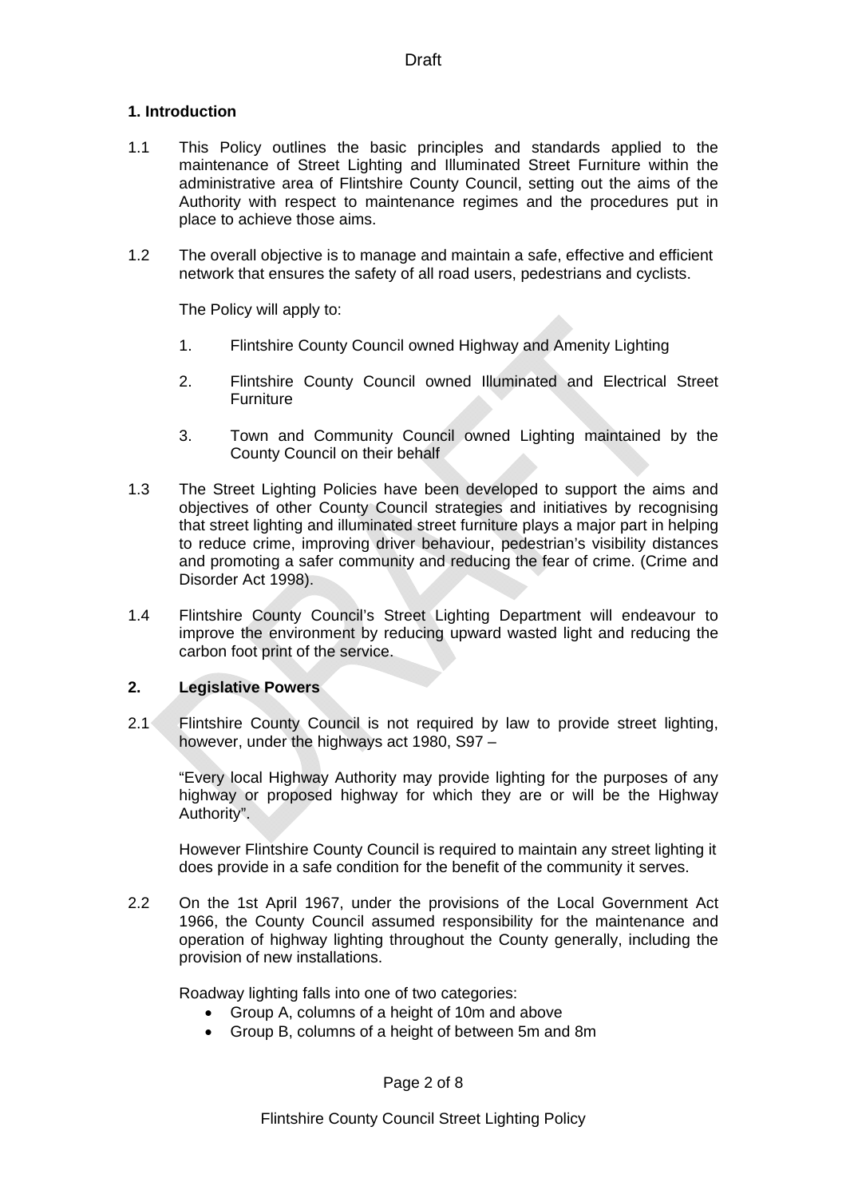## 1. Introduction

1.1 This Policy outlines the basic principles and standards applied to the maintenance of Street Lighting and Illuminated Street Furniture within the administrative area of Flintshire County Council, setting out the aims of the Authority with respect to maintenance regimes and the procedures put in place to achieve those aims.

1.2 The overall objective is to manage and maintain a safe, effective and efficient network that ensures the safety of all road users, pedestrians and cyclists.

The Policy will apply to:

1. Flintshire County Council owned Highway and Amenity Lighting
2. Flintshire County Council owned Illuminated and Electrical Street Furniture
3. Town and Community Council owned Lighting maintained by the County Council on their behalf

1.3 The Street Lighting Policies have been developed to support the aims and objectives of other County Council strategies and initiatives by recognising that street lighting and illuminated street furniture plays a major part in helping to reduce crime, improving driver behaviour, pedestrian's visibility distances and promoting a safer community and reducing the fear of crime. (Crime and Disorder Act 1998).

1.4 Flintshire County Council's Street Lighting Department will endeavour to improve the environment by reducing upward wasted light and reducing the carbon foot print of the service.

## 2. Legislative Powers

2.1 Flintshire County Council is not required by law to provide street lighting, however, under the highways act 1980, S97 –

"Every local Highway Authority may provide lighting for the purposes of any highway or proposed highway for which they are or will be the Highway Authority".

However Flintshire County Council is required to maintain any street lighting it does provide in a safe condition for the benefit of the community it serves.

2.2 On the 1st April 1967, under the provisions of the Local Government Act 1966, the County Council assumed responsibility for the maintenance and operation of highway lighting throughout the County generally, including the provision of new installations.

Roadway lighting falls into one of two categories:

- Group A, columns of a height of 10m and above
- Group B, columns of a height of between 5m and 8m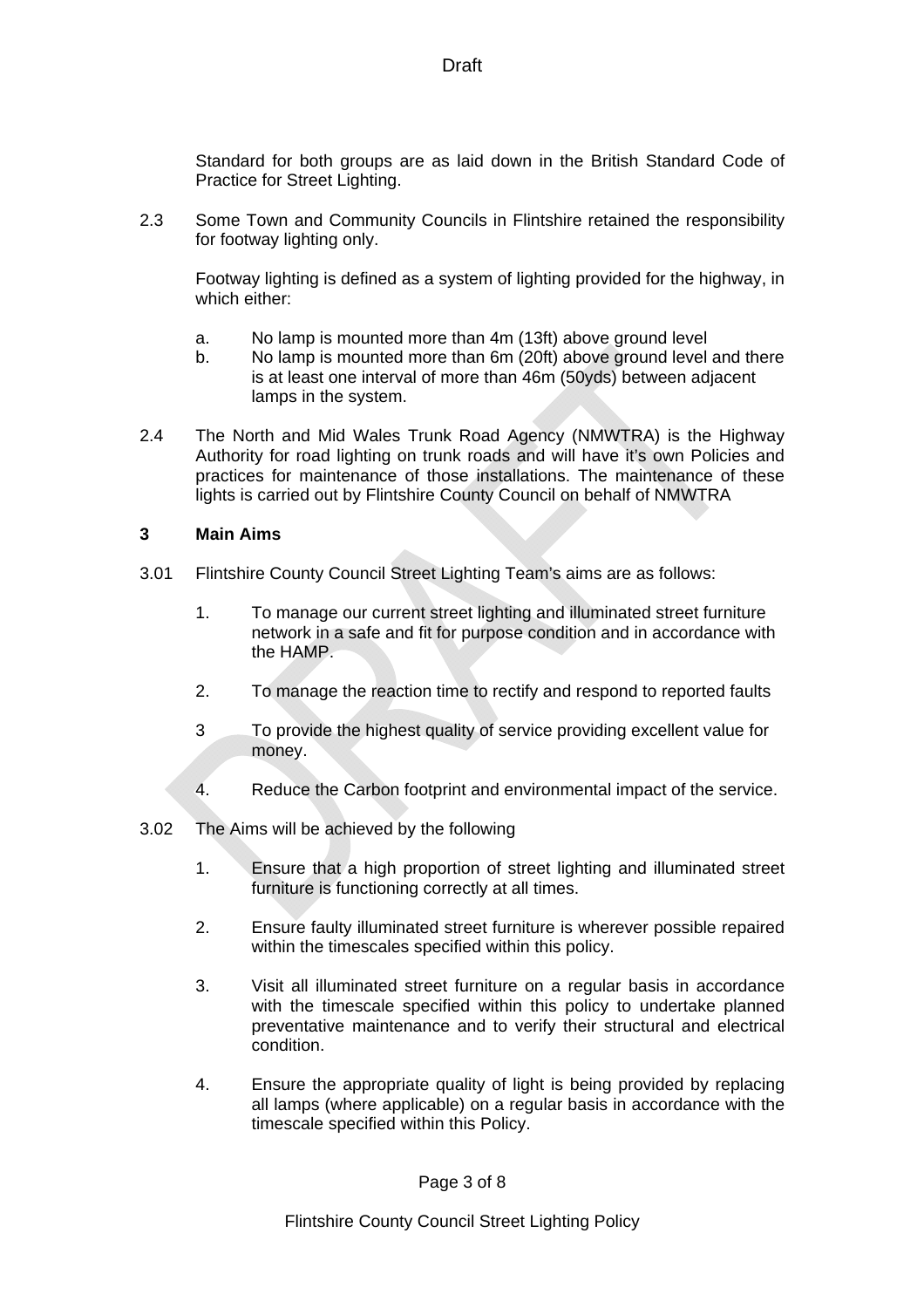Standard for both groups are as laid down in the British Standard Code of Practice for Street Lighting.

2.3 Some Town and Community Councils in Flintshire retained the responsibility for footway lighting only.

Footway lighting is defined as a system of lighting provided for the highway, in which either:

a. No lamp is mounted more than 4m (13ft) above ground level
b. No lamp is mounted more than 6m (20ft) above ground level and there is at least one interval of more than 46m (50yds) between adjacent lamps in the system.

2.4 The North and Mid Wales Trunk Road Agency (NMWTRA) is the Highway Authority for road lighting on trunk roads and will have it's own Policies and practices for maintenance of those installations. The maintenance of these lights is carried out by Flintshire County Council on behalf of NMWTRA

## 3 Main Aims

3.01 Flintshire County Council Street Lighting Team's aims are as follows:

1. To manage our current street lighting and illuminated street furniture network in a safe and fit for purpose condition and in accordance with the HAMP.

2. To manage the reaction time to rectify and respond to reported faults

3 To provide the highest quality of service providing excellent value for money.

4. Reduce the Carbon footprint and environmental impact of the service.

3.02 The Aims will be achieved by the following

1. Ensure that a high proportion of street lighting and illuminated street furniture is functioning correctly at all times.

2. Ensure faulty illuminated street furniture is wherever possible repaired within the timescales specified within this policy.

3. Visit all illuminated street furniture on a regular basis in accordance with the timescale specified within this policy to undertake planned preventative maintenance and to verify their structural and electrical condition.

4. Ensure the appropriate quality of light is being provided by replacing all lamps (where applicable) on a regular basis in accordance with the timescale specified within this Policy.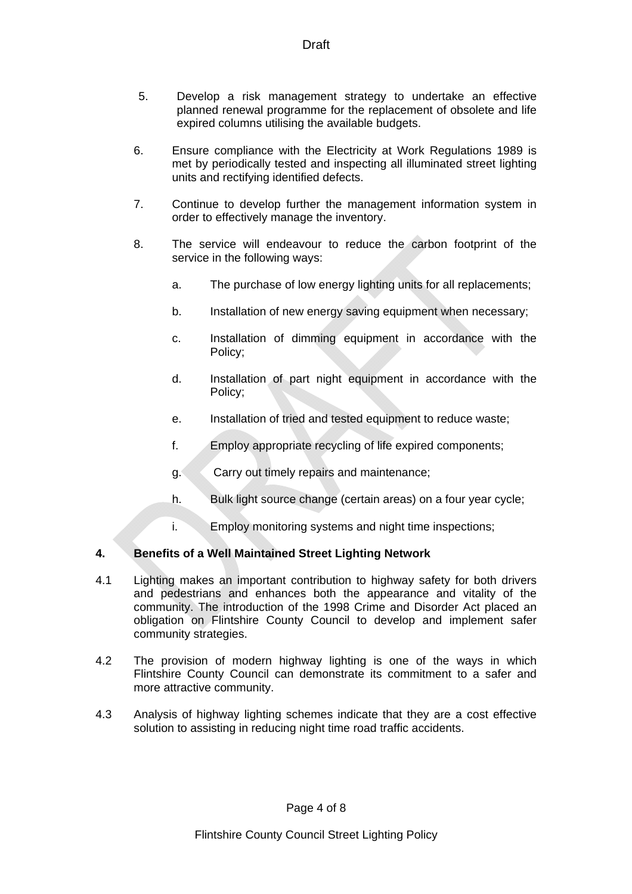5. Develop a risk management strategy to undertake an effective planned renewal programme for the replacement of obsolete and life expired columns utilising the available budgets.

6. Ensure compliance with the Electricity at Work Regulations 1989 is met by periodically tested and inspecting all illuminated street lighting units and rectifying identified defects.

7. Continue to develop further the management information system in order to effectively manage the inventory.

8. The service will endeavour to reduce the carbon footprint of the service in the following ways:

   a. The purchase of low energy lighting units for all replacements;

   b. Installation of new energy saving equipment when necessary;

   c. Installation of dimming equipment in accordance with the Policy;

   d. Installation of part night equipment in accordance with the Policy;

   e. Installation of tried and tested equipment to reduce waste;

   f. Employ appropriate recycling of life expired components;

   g. Carry out timely repairs and maintenance;

   h. Bulk light source change (certain areas) on a four year cycle;

   i. Employ monitoring systems and night time inspections;

## 4. Benefits of a Well Maintained Street Lighting Network

4.1 Lighting makes an important contribution to highway safety for both drivers and pedestrians and enhances both the appearance and vitality of the community. The introduction of the 1998 Crime and Disorder Act placed an obligation on Flintshire County Council to develop and implement safer community strategies.

4.2 The provision of modern highway lighting is one of the ways in which Flintshire County Council can demonstrate its commitment to a safer and more attractive community.

4.3 Analysis of highway lighting schemes indicate that they are a cost effective solution to assisting in reducing night time road traffic accidents.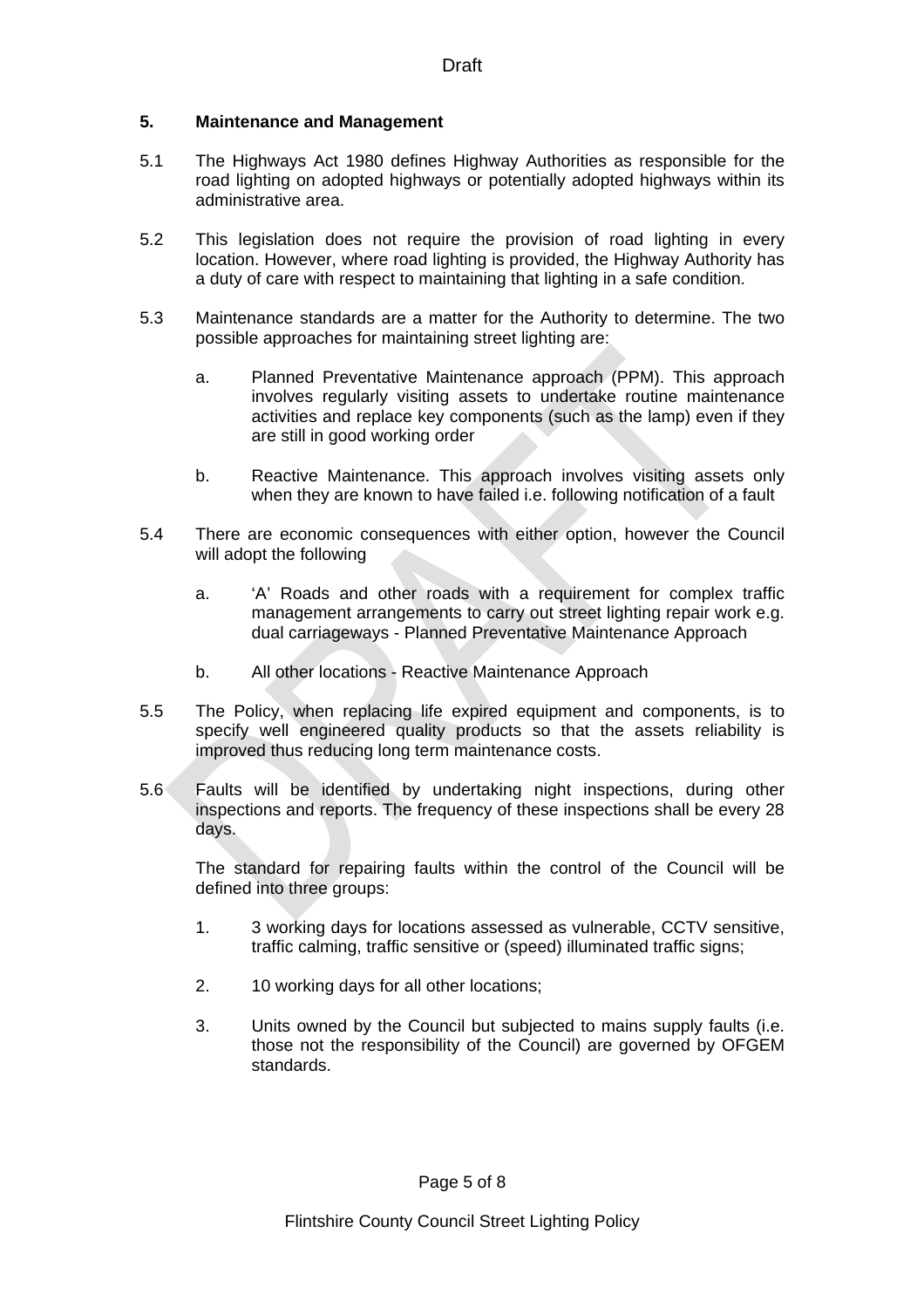## 5. Maintenance and Management

5.1 The Highways Act 1980 defines Highway Authorities as responsible for the road lighting on adopted highways or potentially adopted highways within its administrative area.

5.2 This legislation does not require the provision of road lighting in every location. However, where road lighting is provided, the Highway Authority has a duty of care with respect to maintaining that lighting in a safe condition.

5.3 Maintenance standards are a matter for the Authority to determine. The two possible approaches for maintaining street lighting are:

   a. Planned Preventative Maintenance approach (PPM). This approach involves regularly visiting assets to undertake routine maintenance activities and replace key components (such as the lamp) even if they are still in good working order

   b. Reactive Maintenance. This approach involves visiting assets only when they are known to have failed i.e. following notification of a fault

5.4 There are economic consequences with either option, however the Council will adopt the following

   a. 'A' Roads and other roads with a requirement for complex traffic management arrangements to carry out street lighting repair work e.g. dual carriageways - Planned Preventative Maintenance Approach

   b. All other locations - Reactive Maintenance Approach

5.5 The Policy, when replacing life expired equipment and components, is to specify well engineered quality products so that the assets reliability is improved thus reducing long term maintenance costs.

5.6 Faults will be identified by undertaking night inspections, during other inspections and reports. The frequency of these inspections shall be every 28 days.

The standard for repairing faults within the control of the Council will be defined into three groups:

1. 3 working days for locations assessed as vulnerable, CCTV sensitive, traffic calming, traffic sensitive or (speed) illuminated traffic signs;

2. 10 working days for all other locations;

3. Units owned by the Council but subjected to mains supply faults (i.e. those not the responsibility of the Council) are governed by OFGEM standards.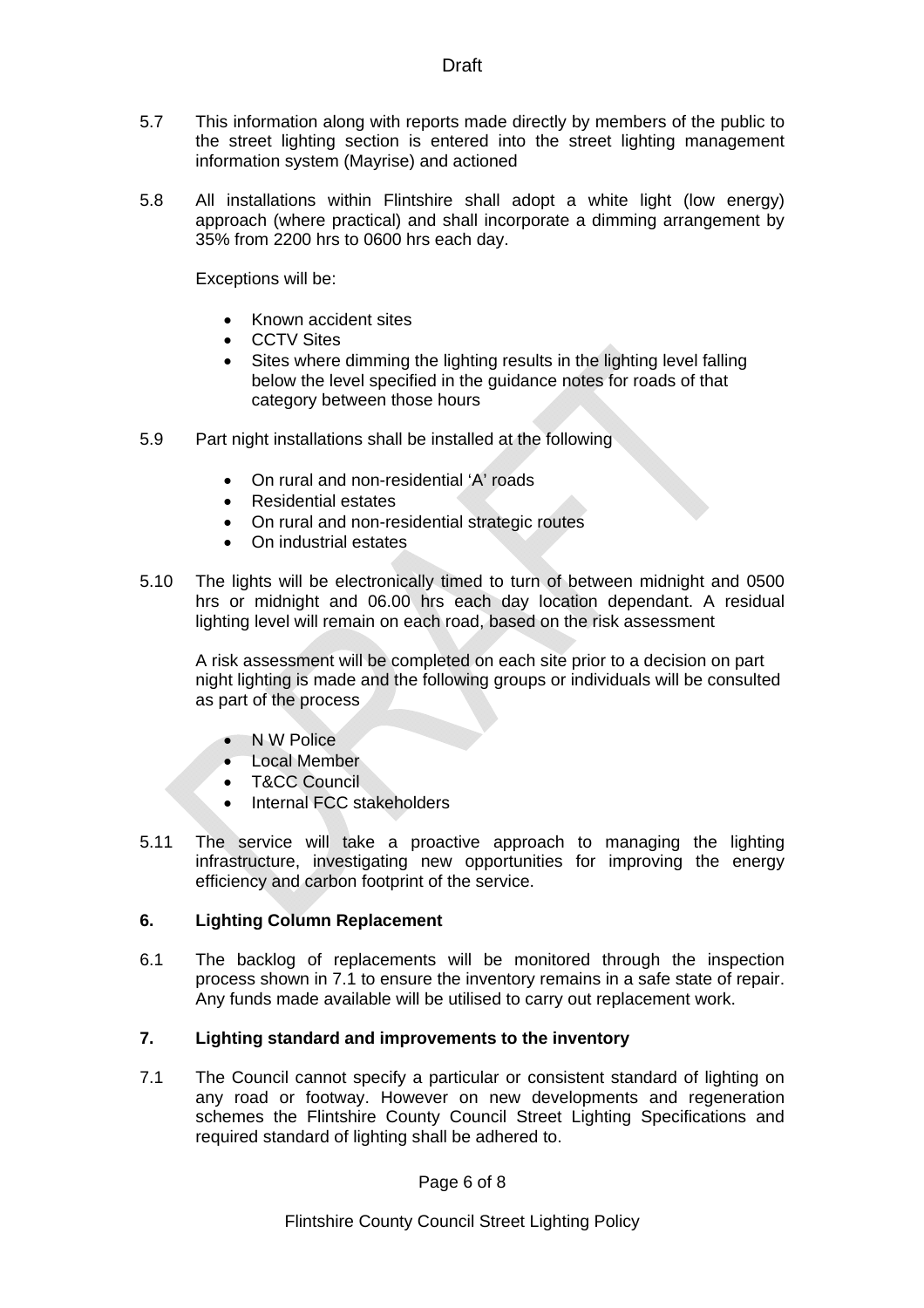5.7 This information along with reports made directly by members of the public to the street lighting section is entered into the street lighting management information system (Mayrise) and actioned

5.8 All installations within Flintshire shall adopt a white light (low energy) approach (where practical) and shall incorporate a dimming arrangement by 35% from 2200 hrs to 0600 hrs each day.

Exceptions will be:

- Known accident sites
- CCTV Sites
- Sites where dimming the lighting results in the lighting level falling below the level specified in the guidance notes for roads of that category between those hours

5.9 Part night installations shall be installed at the following

- On rural and non-residential 'A' roads
- Residential estates
- On rural and non-residential strategic routes
- On industrial estates

5.10 The lights will be electronically timed to turn of between midnight and 0500 hrs or midnight and 06.00 hrs each day location dependant. A residual lighting level will remain on each road, based on the risk assessment

A risk assessment will be completed on each site prior to a decision on part night lighting is made and the following groups or individuals will be consulted as part of the process

- N W Police
- Local Member
- T&CC Council
- Internal FCC stakeholders

5.11 The service will take a proactive approach to managing the lighting infrastructure, investigating new opportunities for improving the energy efficiency and carbon footprint of the service.

## 6. Lighting Column Replacement

6.1 The backlog of replacements will be monitored through the inspection process shown in 7.1 to ensure the inventory remains in a safe state of repair. Any funds made available will be utilised to carry out replacement work.

## 7. Lighting standard and improvements to the inventory

7.1 The Council cannot specify a particular or consistent standard of lighting on any road or footway. However on new developments and regeneration schemes the Flintshire County Council Street Lighting Specifications and required standard of lighting shall be adhered to.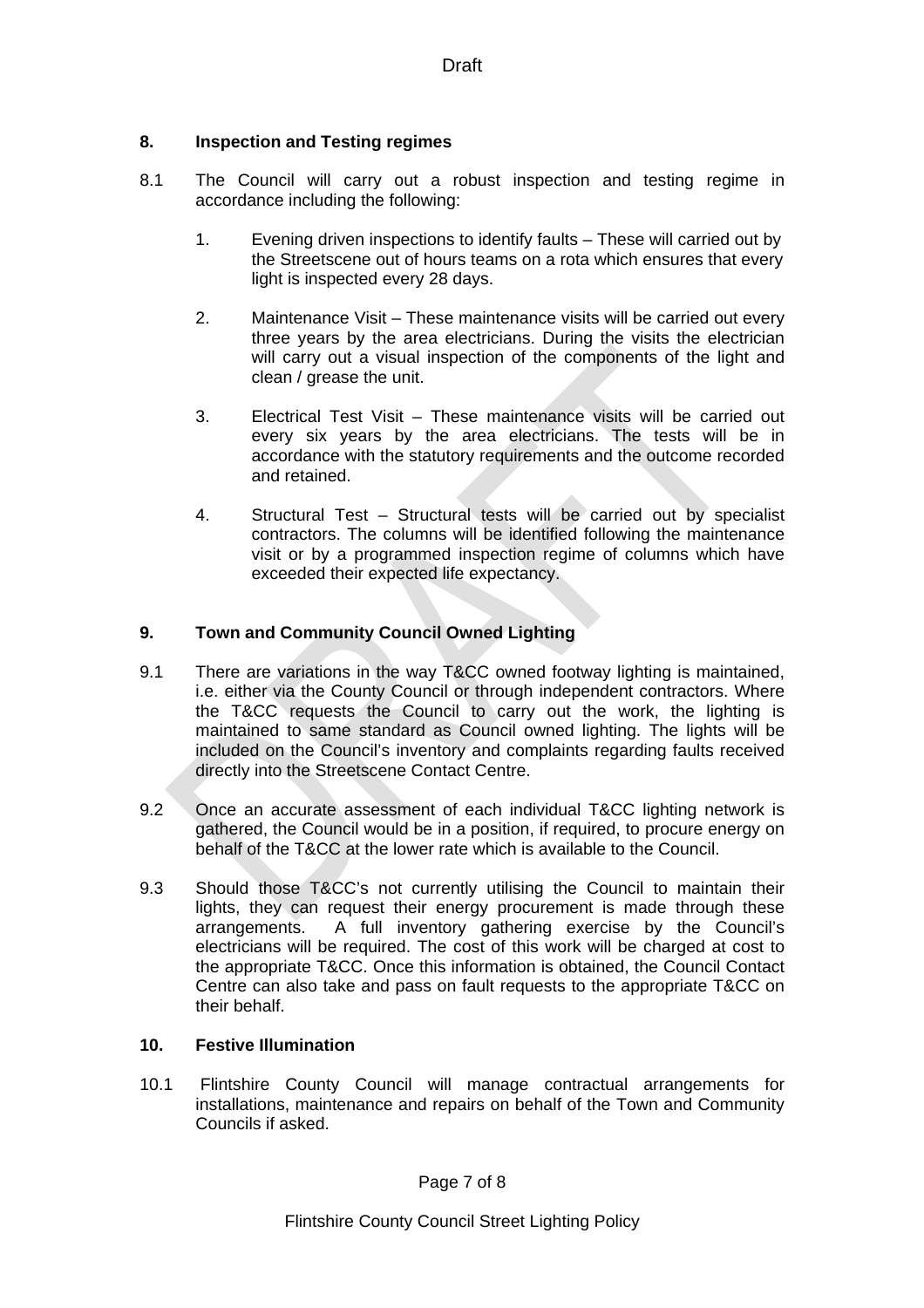## 8. Inspection and Testing regimes

8.1 The Council will carry out a robust inspection and testing regime in accordance including the following:

1. Evening driven inspections to identify faults – These will carried out by the Streetscene out of hours teams on a rota which ensures that every light is inspected every 28 days.

2. Maintenance Visit – These maintenance visits will be carried out every three years by the area electricians. During the visits the electrician will carry out a visual inspection of the components of the light and clean / grease the unit.

3. Electrical Test Visit – These maintenance visits will be carried out every six years by the area electricians. The tests will be in accordance with the statutory requirements and the outcome recorded and retained.

4. Structural Test – Structural tests will be carried out by specialist contractors. The columns will be identified following the maintenance visit or by a programmed inspection regime of columns which have exceeded their expected life expectancy.

## 9. Town and Community Council Owned Lighting

9.1 There are variations in the way T&CC owned footway lighting is maintained, i.e. either via the County Council or through independent contractors. Where the T&CC requests the Council to carry out the work, the lighting is maintained to same standard as Council owned lighting. The lights will be included on the Council's inventory and complaints regarding faults received directly into the Streetscene Contact Centre.

9.2 Once an accurate assessment of each individual T&CC lighting network is gathered, the Council would be in a position, if required, to procure energy on behalf of the T&CC at the lower rate which is available to the Council.

9.3 Should those T&CC's not currently utilising the Council to maintain their lights, they can request their energy procurement is made through these arrangements. A full inventory gathering exercise by the Council's electricians will be required. The cost of this work will be charged at cost to the appropriate T&CC. Once this information is obtained, the Council Contact Centre can also take and pass on fault requests to the appropriate T&CC on their behalf.

## 10. Festive Illumination

10.1 Flintshire County Council will manage contractual arrangements for installations, maintenance and repairs on behalf of the Town and Community Councils if asked.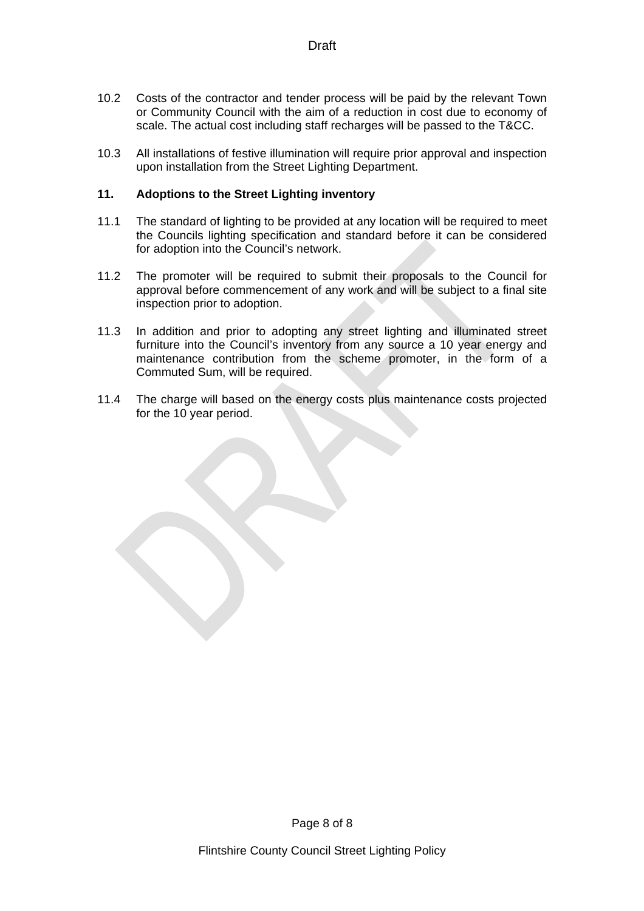10.2 Costs of the contractor and tender process will be paid by the relevant Town or Community Council with the aim of a reduction in cost due to economy of scale. The actual cost including staff recharges will be passed to the T&CC.

10.3 All installations of festive illumination will require prior approval and inspection upon installation from the Street Lighting Department.

**11. Adoptions to the Street Lighting inventory**

11.1 The standard of lighting to be provided at any location will be required to meet the Councils lighting specification and standard before it can be considered for adoption into the Council's network.

11.2 The promoter will be required to submit their proposals to the Council for approval before commencement of any work and will be subject to a final site inspection prior to adoption.

11.3 In addition and prior to adopting any street lighting and illuminated street furniture into the Council's inventory from any source a 10 year energy and maintenance contribution from the scheme promoter, in the form of a Commuted Sum, will be required.

11.4 The charge will based on the energy costs plus maintenance costs projected for the 10 year period.